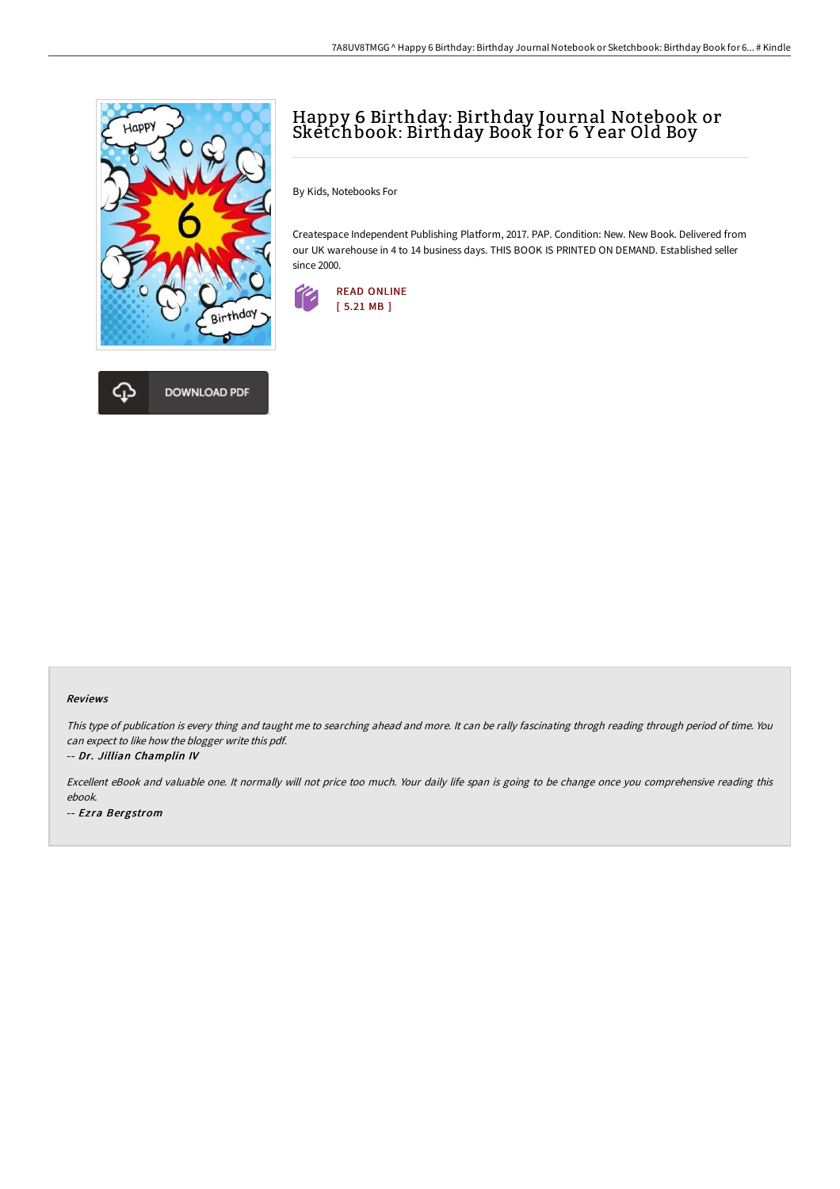# Happy 6 Birthday: Birthday Journal Notebook or Sketchbook: Birthday Book for 6 Year Old Boy

By Kids, Notebooks For

Createspace Independent Publishing Platform, 2017. PAP. Condition: New. New Book. Delivered from our UK warehouse in 4 to 14 business days. THIS BOOK IS PRINTED ON DEMAND. Established seller since 2000.

READ ONLINE
[ 5.21 MB ]

DOWNLOAD PDF

### Reviews

*This type of publication is every thing and taught me to searching ahead and more. It can be rally fascinating throgh reading through period of time. You can expect to like how the blogger write this pdf.*

*-- Dr. Jillian Champlin IV*

*Excellent eBook and valuable one. It normally will not price too much. Your daily life span is going to be change once you comprehensive reading this ebook.*

*-- Ezra Bergstrom*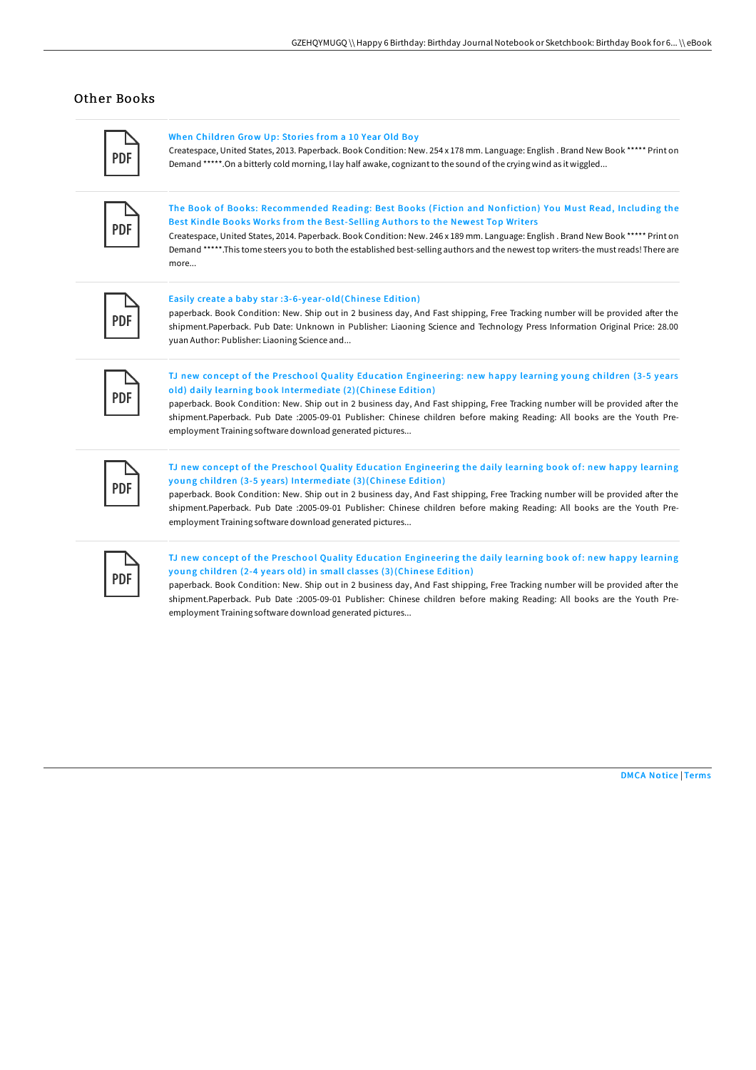## Other Books

PDF

**When Children Grow Up: Stories from a 10 Year Old Boy**

Createspace, United States, 2013. Paperback. Book Condition: New. 254 x 178 mm. Language: English . Brand New Book ***** Print on Demand *****.On a bitterly cold morning, I lay half awake, cognizant to the sound of the crying wind as it wiggled...

PDF

**The Book of Books: Recommended Reading: Best Books (Fiction and Nonfiction) You Must Read, Including the Best Kindle Books Works from the Best-Selling Authors to the Newest Top Writers**

Createspace, United States, 2014. Paperback. Book Condition: New. 246 x 189 mm. Language: English . Brand New Book ***** Print on Demand *****.This tome steers you to both the established best-selling authors and the newest top writers-the must reads! There are more...

PDF

**Easily create a baby star :3-6-year-old(Chinese Edition)**

paperback. Book Condition: New. Ship out in 2 business day, And Fast shipping, Free Tracking number will be provided after the shipment.Paperback. Pub Date: Unknown in Publisher: Liaoning Science and Technology Press Information Original Price: 28.00 yuan Author: Publisher: Liaoning Science and...

PDF

**TJ new concept of the Preschool Quality Education Engineering: new happy learning young children (3-5 years old) daily learning book Intermediate (2)(Chinese Edition)**

paperback. Book Condition: New. Ship out in 2 business day, And Fast shipping, Free Tracking number will be provided after the shipment.Paperback. Pub Date :2005-09-01 Publisher: Chinese children before making Reading: All books are the Youth Pre-employment Training software download generated pictures...

PDF

**TJ new concept of the Preschool Quality Education Engineering the daily learning book of: new happy learning young children (3-5 years) Intermediate (3)(Chinese Edition)**

paperback. Book Condition: New. Ship out in 2 business day, And Fast shipping, Free Tracking number will be provided after the shipment.Paperback. Pub Date :2005-09-01 Publisher: Chinese children before making Reading: All books are the Youth Pre-employment Training software download generated pictures...

PDF

**TJ new concept of the Preschool Quality Education Engineering the daily learning book of: new happy learning young children (2-4 years old) in small classes (3)(Chinese Edition)**

paperback. Book Condition: New. Ship out in 2 business day, And Fast shipping, Free Tracking number will be provided after the shipment.Paperback. Pub Date :2005-09-01 Publisher: Chinese children before making Reading: All books are the Youth Pre-employment Training software download generated pictures...

DMCA Notice | Terms